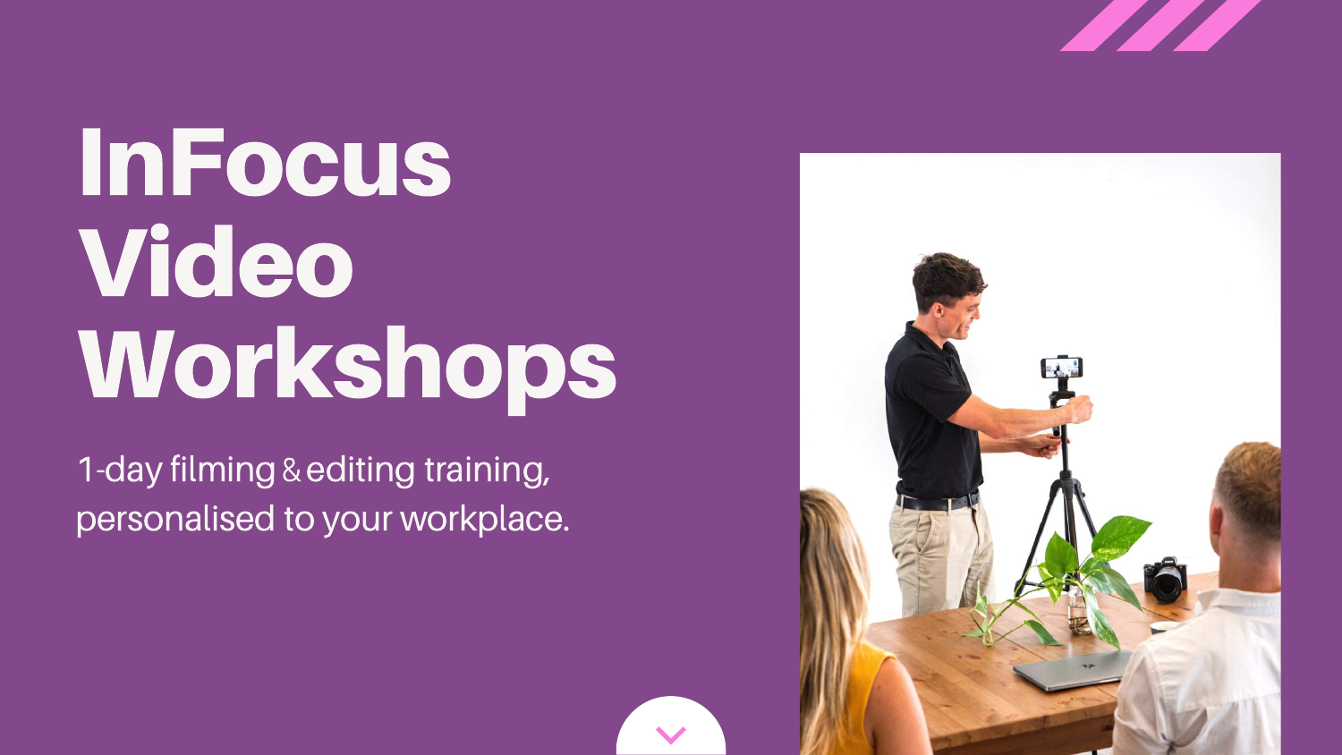# InFocus Video Workshops

1-day filming & editing training, personalised to your workplace.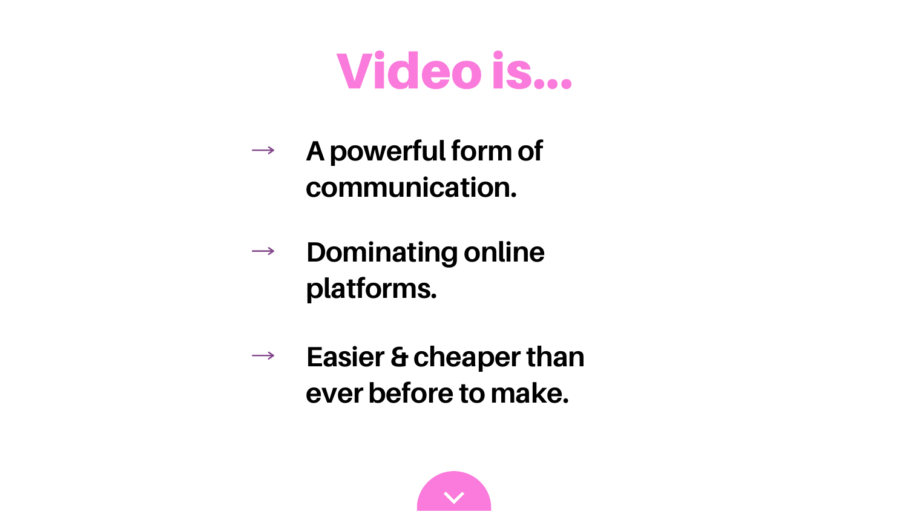# Video is...

→ A powerful form of communication.

→ Dominating online platforms.

→ Easier & cheaper than ever before to make.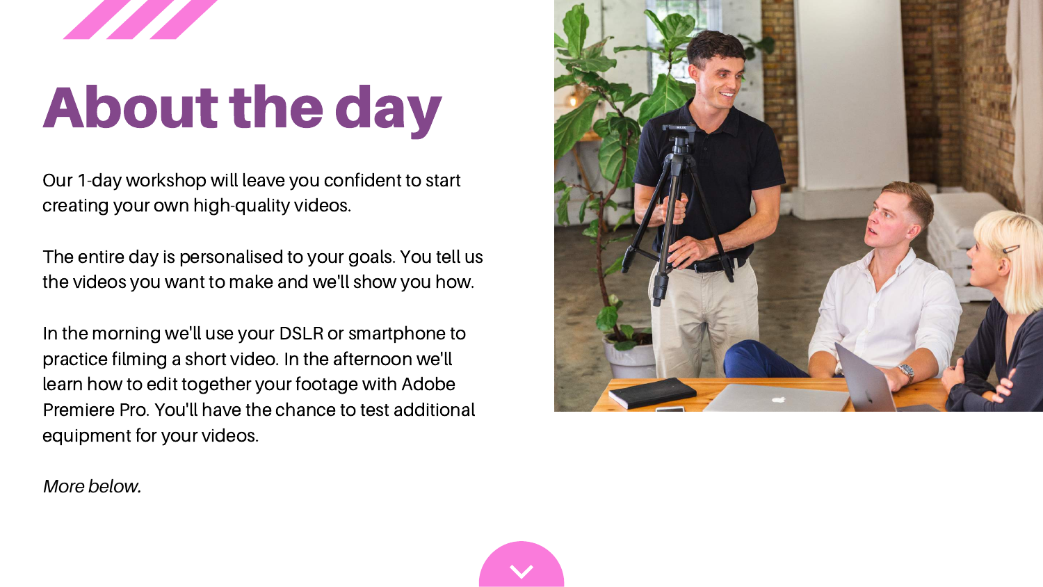# About the day

Our 1-day workshop will leave you confident to start creating your own high-quality videos.

The entire day is personalised to your goals. You tell us the videos you want to make and we'll show you how.

In the morning we'll use your DSLR or smartphone to practice filming a short video. In the afternoon we'll learn how to edit together your footage with Adobe Premiere Pro. You'll have the chance to test additional equipment for your videos.

*More below.*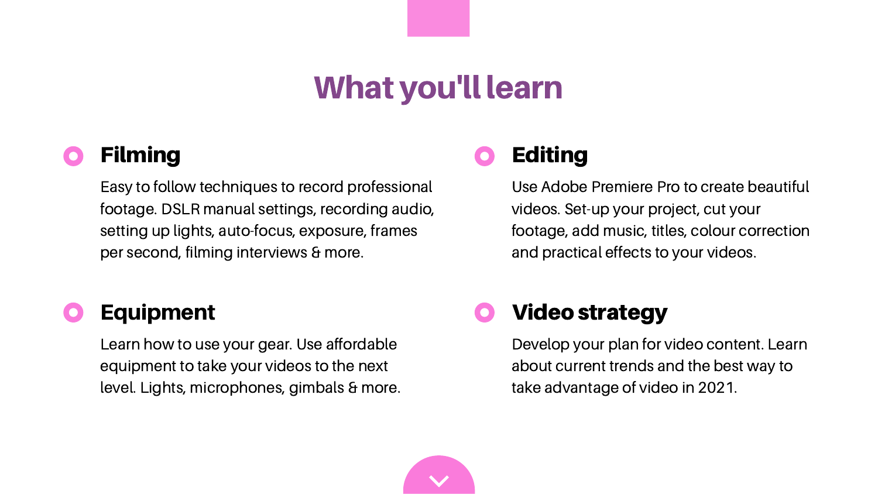# What you'll learn

## Filming

Easy to follow techniques to record professional footage. DSLR manual settings, recording audio, setting up lights, auto-focus, exposure, frames per second, filming interviews & more.

## Editing

Use Adobe Premiere Pro to create beautiful videos. Set-up your project, cut your footage, add music, titles, colour correction and practical effects to your videos.

## Equipment

Learn how to use your gear. Use affordable equipment to take your videos to the next level. Lights, microphones, gimbals & more.

## Video strategy

Develop your plan for video content. Learn about current trends and the best way to take advantage of video in 2021.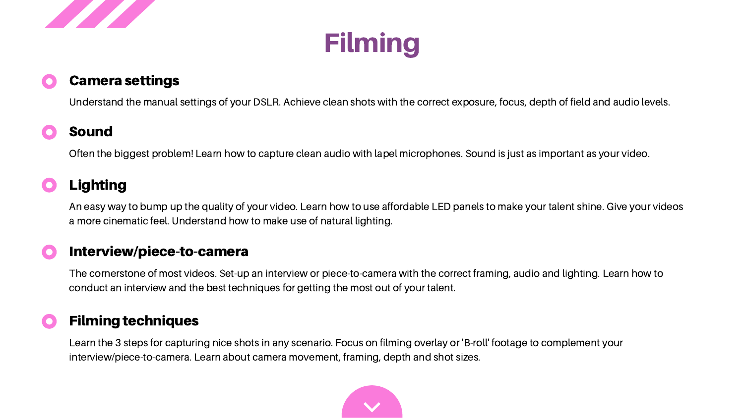# Filming

### Camera settings

Understand the manual settings of your DSLR. Achieve clean shots with the correct exposure, focus, depth of field and audio levels.

### Sound

Often the biggest problem! Learn how to capture clean audio with lapel microphones. Sound is just as important as your video.

### Lighting

An easy way to bump up the quality of your video. Learn how to use affordable LED panels to make your talent shine. Give your videos a more cinematic feel. Understand how to make use of natural lighting.

### Interview/piece-to-camera

The cornerstone of most videos. Set-up an interview or piece-to-camera with the correct framing, audio and lighting. Learn how to conduct an interview and the best techniques for getting the most out of your talent.

### Filming techniques

Learn the 3 steps for capturing nice shots in any scenario. Focus on filming overlay or 'B-roll' footage to complement your interview/piece-to-camera. Learn about camera movement, framing, depth and shot sizes.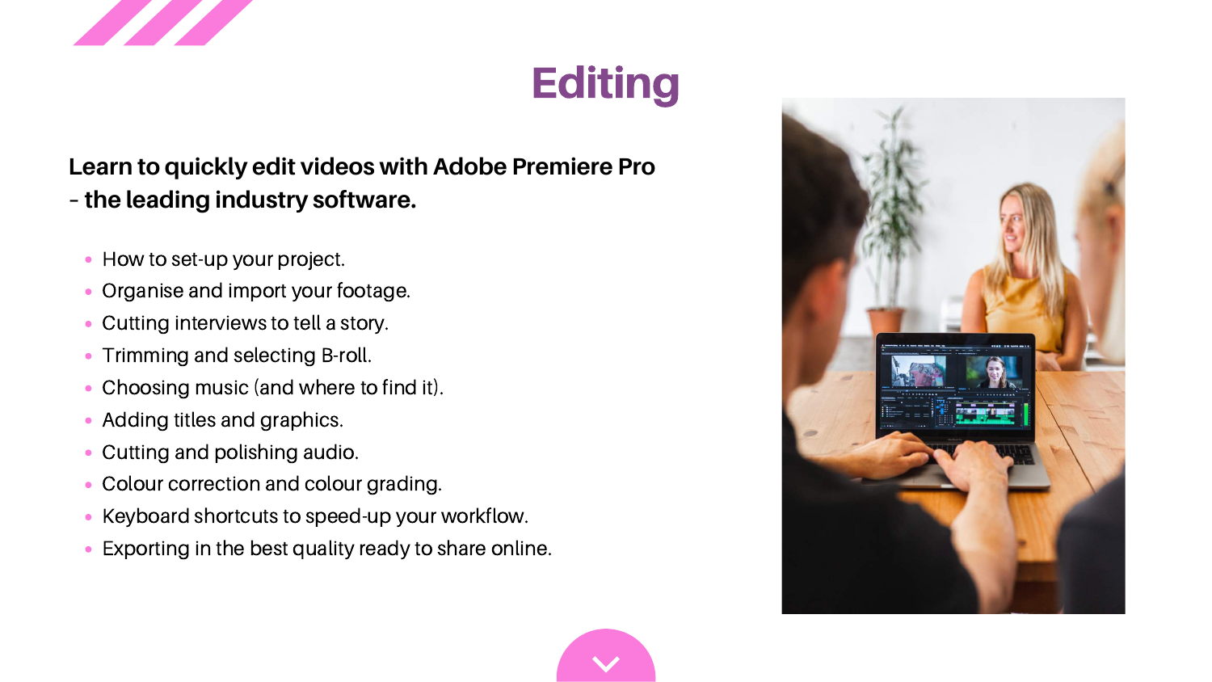# Editing

**Learn to quickly edit videos with Adobe Premiere Pro - the leading industry software.**

- How to set-up your project.
- Organise and import your footage.
- Cutting interviews to tell a story.
- Trimming and selecting B-roll.
- Choosing music (and where to find it).
- Adding titles and graphics.
- Cutting and polishing audio.
- Colour correction and colour grading.
- Keyboard shortcuts to speed-up your workflow.
- Exporting in the best quality ready to share online.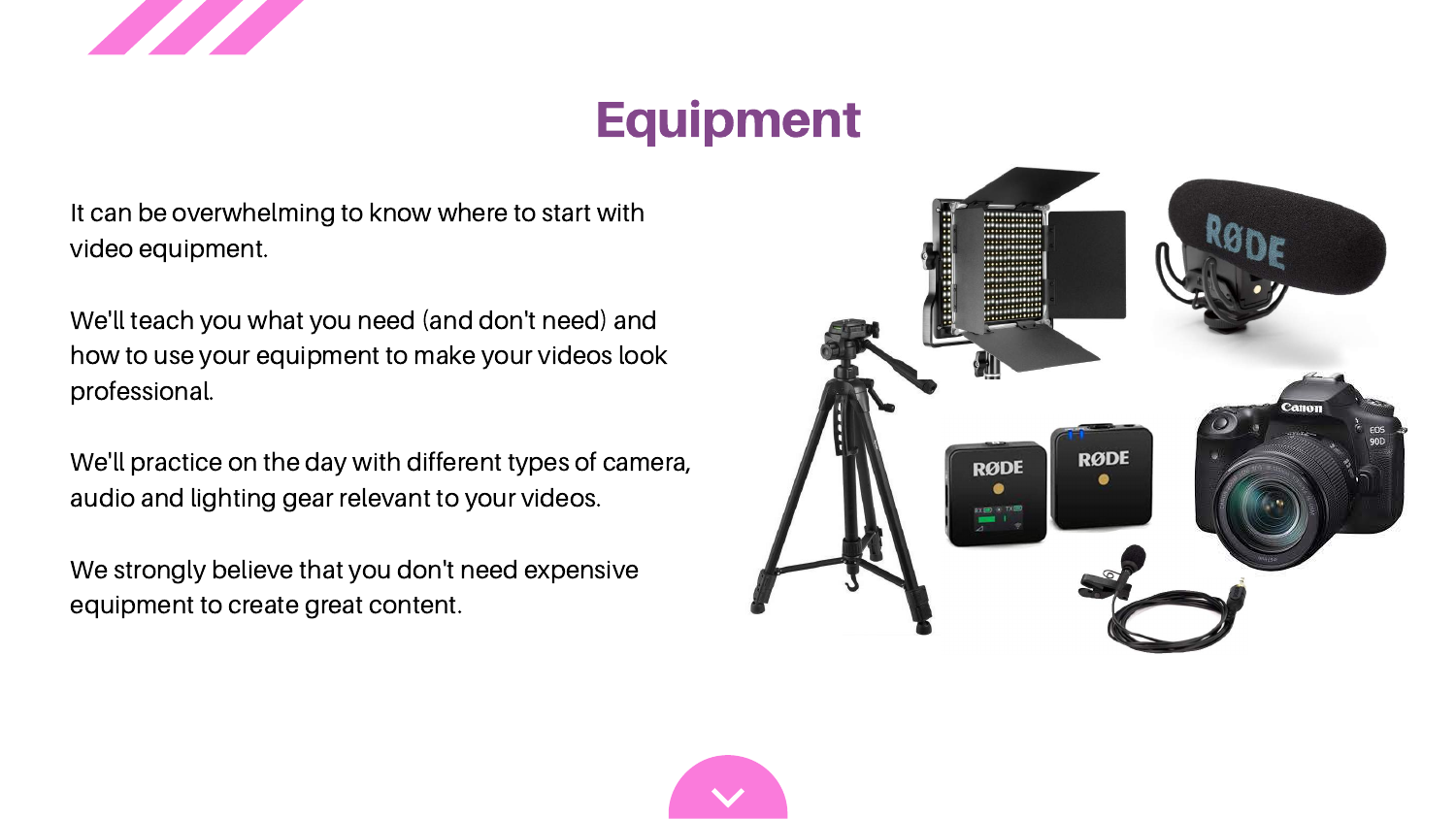# Equipment

It can be overwhelming to know where to start with video equipment.

We'll teach you what you need (and don't need) and how to use your equipment to make your videos look professional.

We'll practice on the day with different types of camera, audio and lighting gear relevant to your videos.

We strongly believe that you don't need expensive equipment to create great content.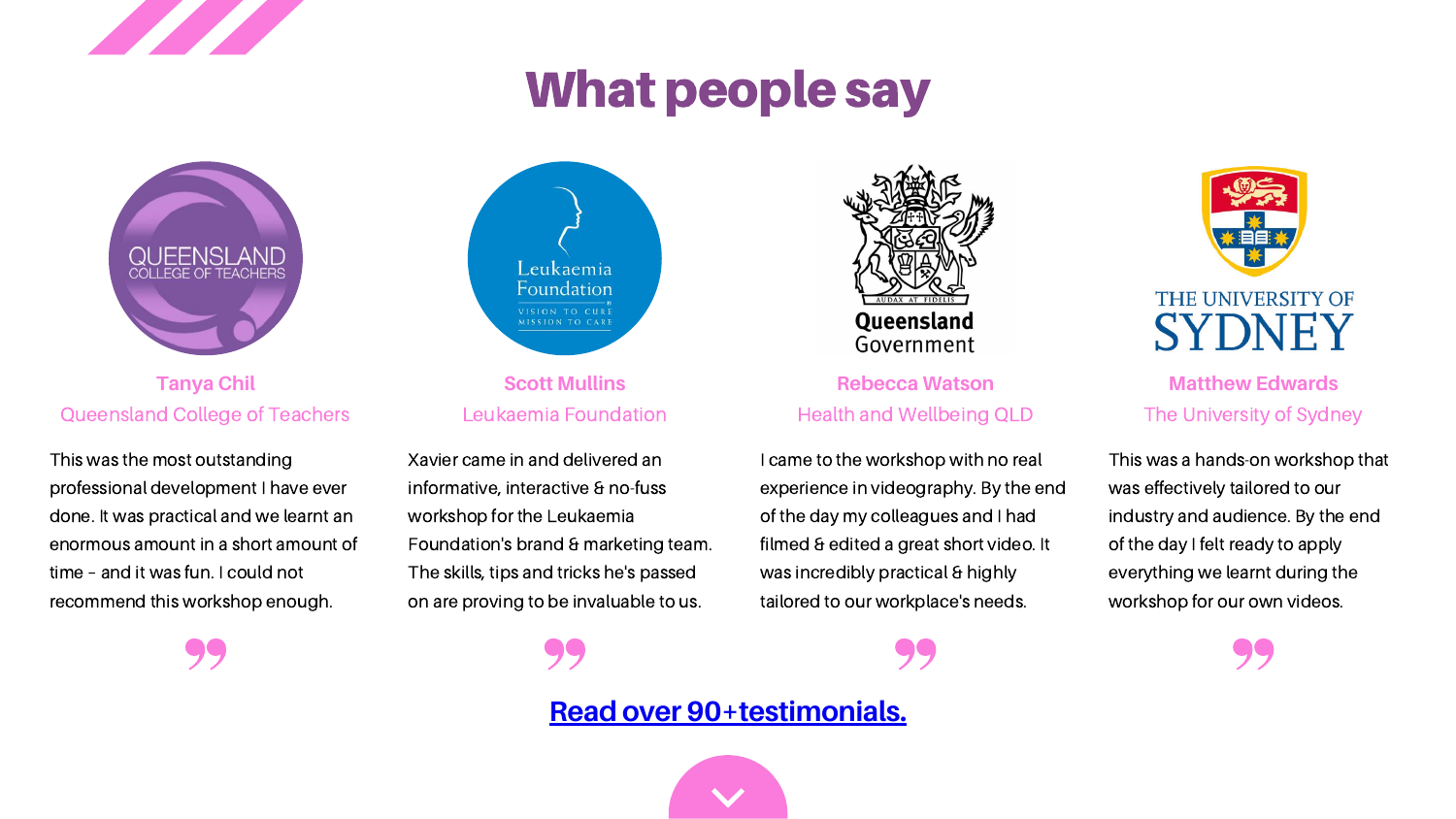# What people say

**Tanya Chil**
Queensland College of Teachers

This was the most outstanding professional development I have ever done. It was practical and we learnt an enormous amount in a short amount of time - and it was fun. I could not recommend this workshop enough.

**Scott Mullins**
Leukaemia Foundation

Xavier came in and delivered an informative, interactive & no-fuss workshop for the Leukaemia Foundation's brand & marketing team. The skills, tips and tricks he's passed on are proving to be invaluable to us.

**Rebecca Watson**
Health and Wellbeing QLD

I came to the workshop with no real experience in videography. By the end of the day my colleagues and I had filmed & edited a great short video. It was incredibly practical & highly tailored to our workplace's needs.

**Matthew Edwards**
The University of Sydney

This was a hands-on workshop that was effectively tailored to our industry and audience. By the end of the day I felt ready to apply everything we learnt during the workshop for our own videos.

Read over 90+testimonials.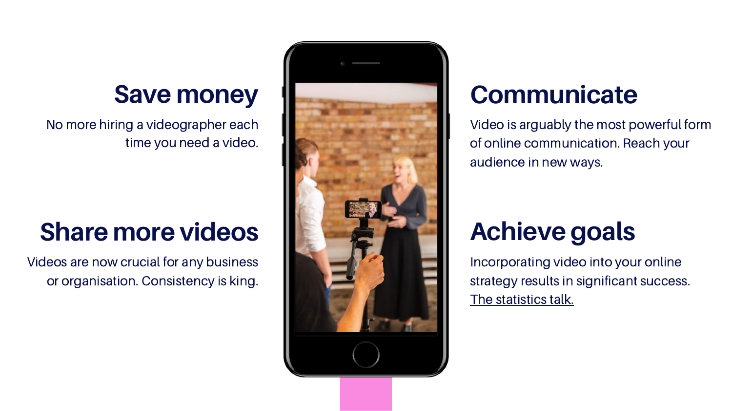## Save money

No more hiring a videographer each time you need a video.

## Share more videos

Videos are now crucial for any business or organisation. Consistency is king.

## Communicate

Video is arguably the most powerful form of online communication. Reach your audience in new ways.

## Achieve goals

Incorporating video into your online strategy results in significant success. The statistics talk.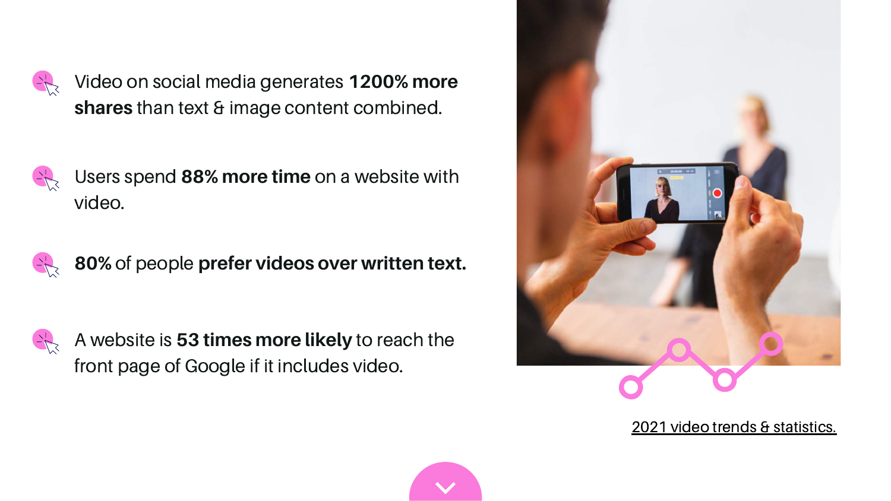- Video on social media generates **1200% more shares** than text & image content combined.
- Users spend **88% more time** on a website with video.
- **80%** of people **prefer videos over written text.**
- A website is **53 times more likely** to reach the front page of Google if it includes video.

2021 video trends & statistics.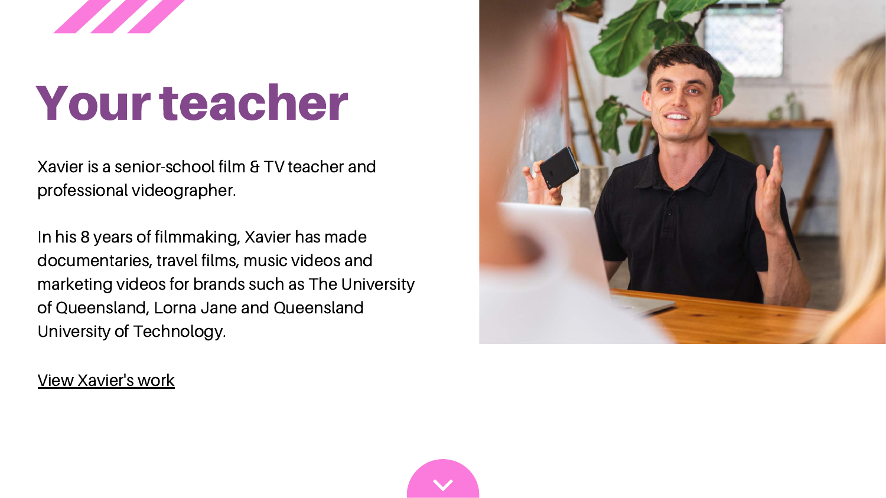# Your teacher

Xavier is a senior-school film & TV teacher and professional videographer.

In his 8 years of filmmaking, Xavier has made documentaries, travel films, music videos and marketing videos for brands such as The University of Queensland, Lorna Jane and Queensland University of Technology.

View Xavier's work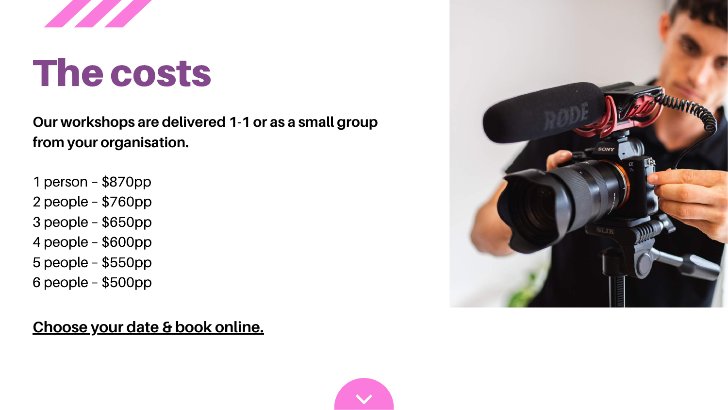# The costs

**Our workshops are delivered 1-1 or as a small group from your organisation.**

1 person – $870pp
2 people – $760pp
3 people – $650pp
4 people – $600pp
5 people – $550pp
6 people – $500pp

**Choose your date & book online.**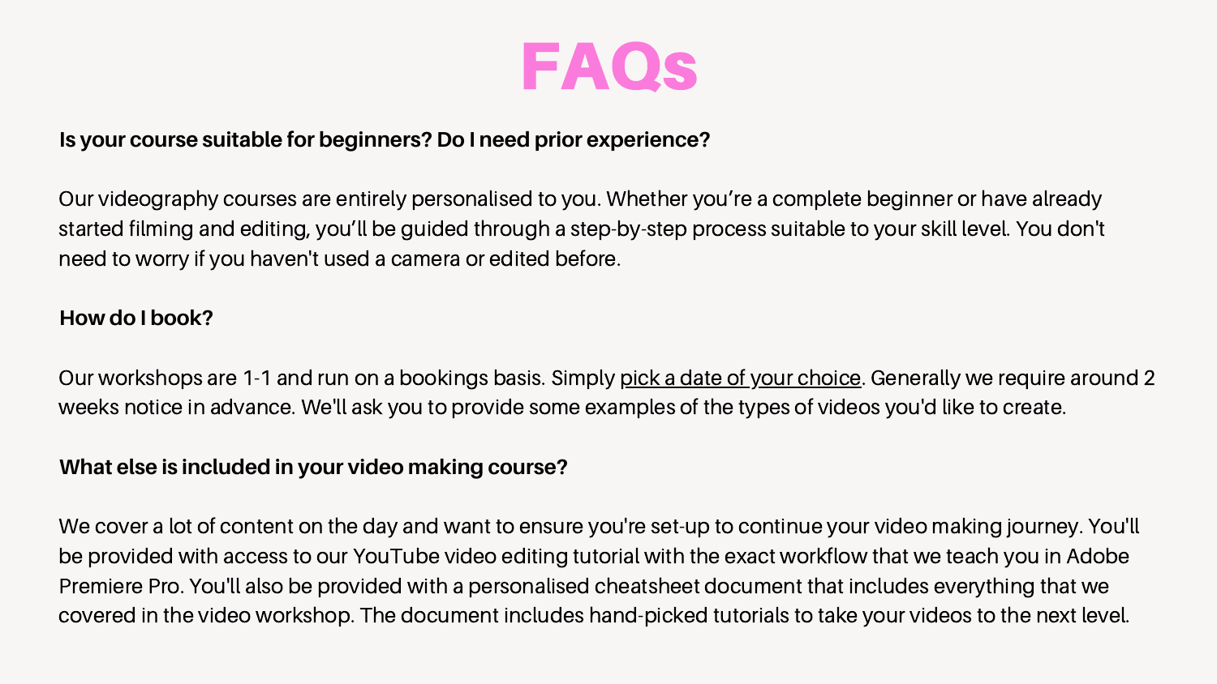# FAQs

**Is your course suitable for beginners? Do I need prior experience?**

Our videography courses are entirely personalised to you. Whether you're a complete beginner or have already started filming and editing, you'll be guided through a step-by-step process suitable to your skill level. You don't need to worry if you haven't used a camera or edited before.

**How do I book?**

Our workshops are 1-1 and run on a bookings basis. Simply pick a date of your choice. Generally we require around 2 weeks notice in advance. We'll ask you to provide some examples of the types of videos you'd like to create.

**What else is included in your video making course?**

We cover a lot of content on the day and want to ensure you're set-up to continue your video making journey. You'll be provided with access to our YouTube video editing tutorial with the exact workflow that we teach you in Adobe Premiere Pro. You'll also be provided with a personalised cheatsheet document that includes everything that we covered in the video workshop. The document includes hand-picked tutorials to take your videos to the next level.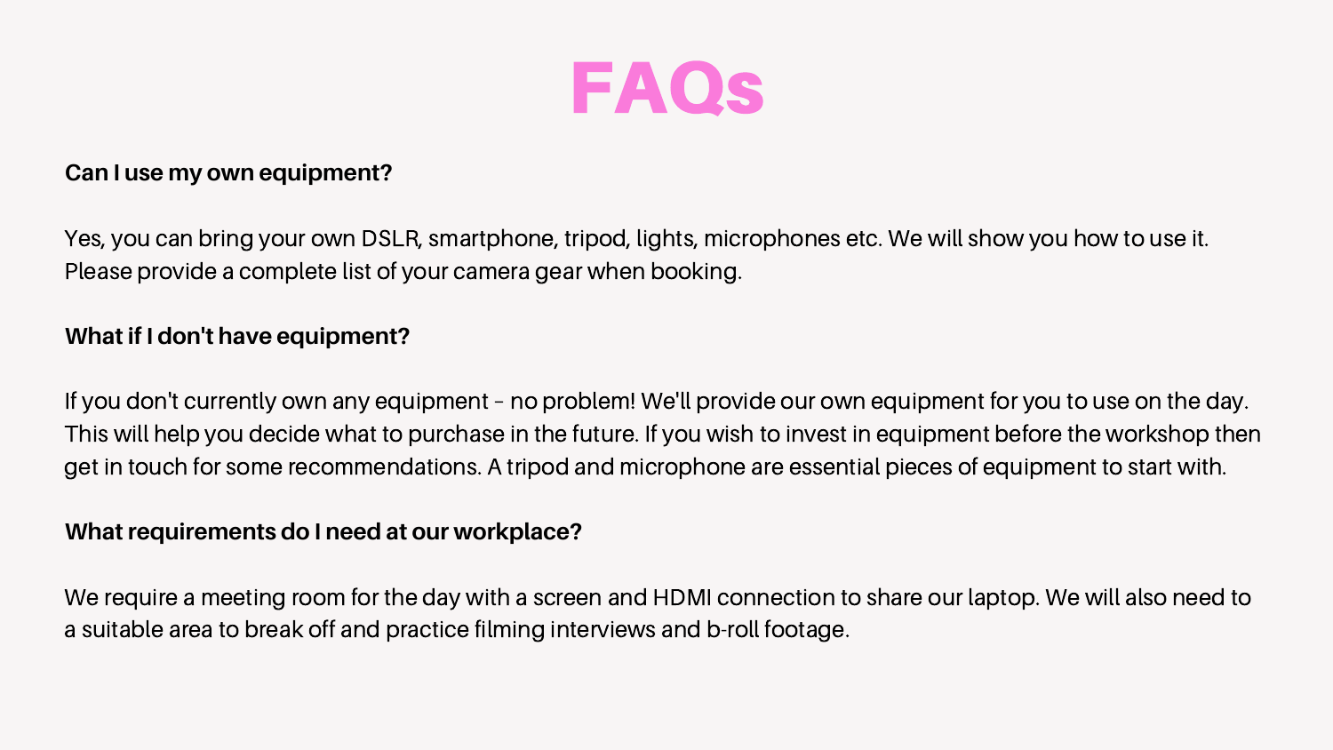# FAQs

**Can I use my own equipment?**

Yes, you can bring your own DSLR, smartphone, tripod, lights, microphones etc. We will show you how to use it. Please provide a complete list of your camera gear when booking.

**What if I don't have equipment?**

If you don't currently own any equipment – no problem! We'll provide our own equipment for you to use on the day. This will help you decide what to purchase in the future. If you wish to invest in equipment before the workshop then get in touch for some recommendations. A tripod and microphone are essential pieces of equipment to start with.

**What requirements do I need at our workplace?**

We require a meeting room for the day with a screen and HDMI connection to share our laptop. We will also need to a suitable area to break off and practice filming interviews and b-roll footage.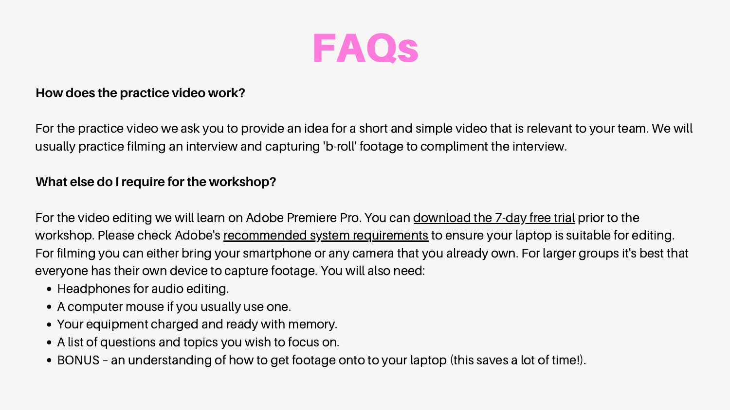# FAQs

**How does the practice video work?**

For the practice video we ask you to provide an idea for a short and simple video that is relevant to your team. We will usually practice filming an interview and capturing 'b-roll' footage to compliment the interview.

**What else do I require for the workshop?**

For the video editing we will learn on Adobe Premiere Pro. You can download the 7-day free trial prior to the workshop. Please check Adobe's recommended system requirements to ensure your laptop is suitable for editing. For filming you can either bring your smartphone or any camera that you already own. For larger groups it's best that everyone has their own device to capture footage. You will also need:

- Headphones for audio editing.
- A computer mouse if you usually use one.
- Your equipment charged and ready with memory.
- A list of questions and topics you wish to focus on.
- BONUS – an understanding of how to get footage onto to your laptop (this saves a lot of time!).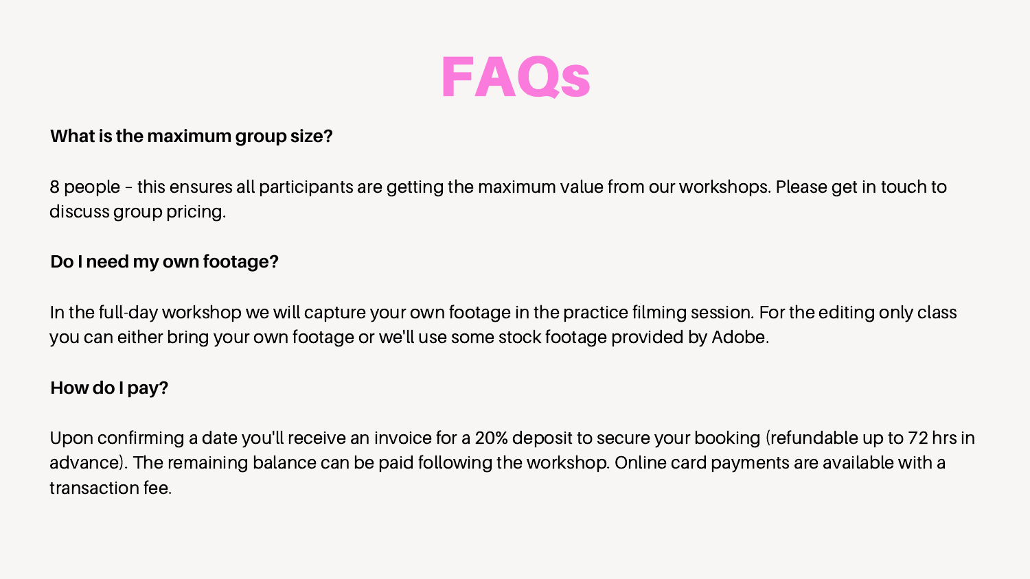# FAQs

**What is the maximum group size?**

8 people – this ensures all participants are getting the maximum value from our workshops. Please get in touch to discuss group pricing.

**Do I need my own footage?**

In the full-day workshop we will capture your own footage in the practice filming session. For the editing only class you can either bring your own footage or we'll use some stock footage provided by Adobe.

**How do I pay?**

Upon confirming a date you'll receive an invoice for a 20% deposit to secure your booking (refundable up to 72 hrs in advance). The remaining balance can be paid following the workshop. Online card payments are available with a transaction fee.